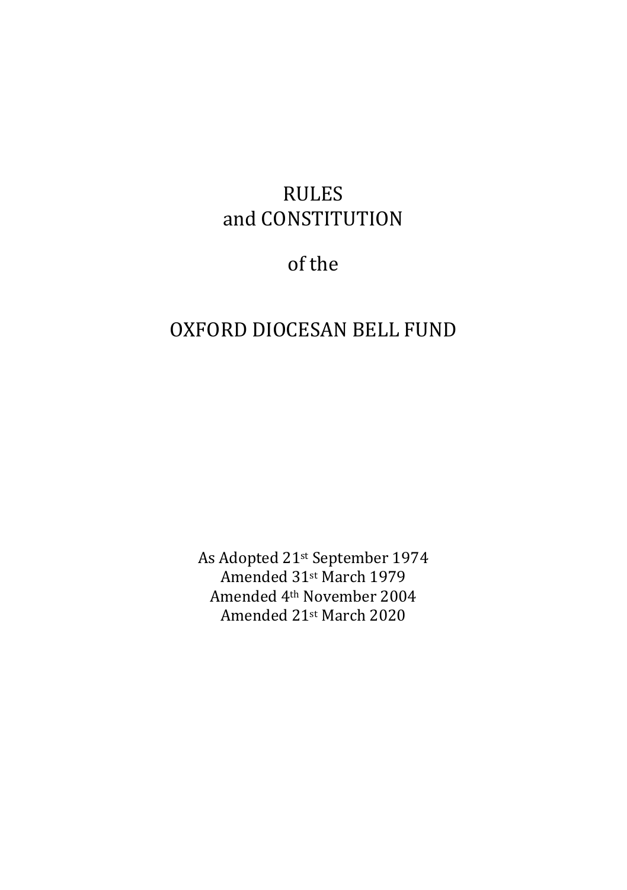# RULES
# and CONSTITUTION

## of the

# OXFORD DIOCESAN BELL FUND

As Adopted 21st September 1974
Amended 31st March 1979
Amended 4th November 2004
Amended 21st March 2020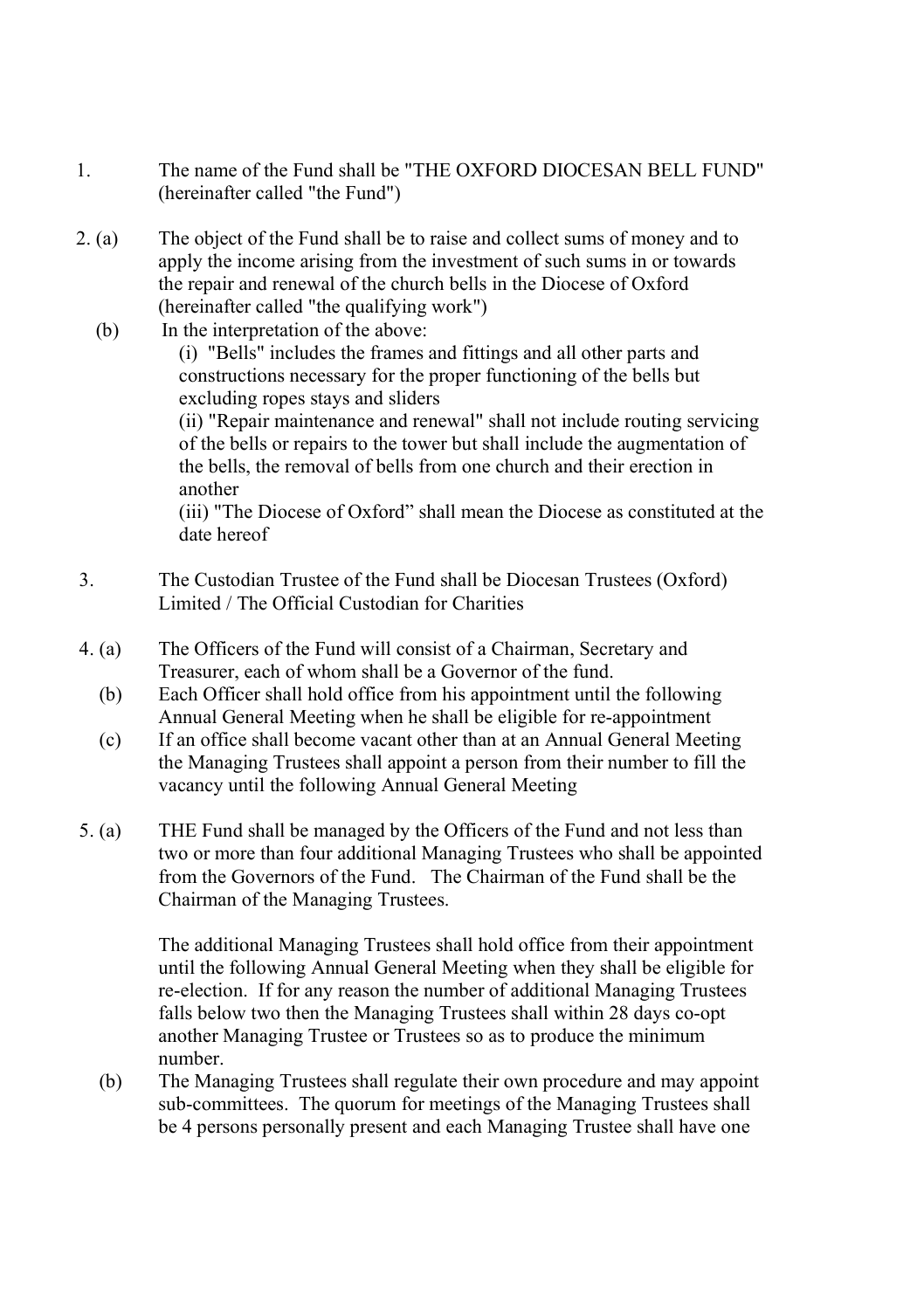1. The name of the Fund shall be "THE OXFORD DIOCESAN BELL FUND" (hereinafter called "the Fund")

2. (a) The object of the Fund shall be to raise and collect sums of money and to apply the income arising from the investment of such sums in or towards the repair and renewal of the church bells in the Diocese of Oxford (hereinafter called "the qualifying work")

   (b) In the interpretation of the above:

   (i) "Bells" includes the frames and fittings and all other parts and constructions necessary for the proper functioning of the bells but excluding ropes stays and sliders

   (ii) "Repair maintenance and renewal" shall not include routing servicing of the bells or repairs to the tower but shall include the augmentation of the bells, the removal of bells from one church and their erection in another

   (iii) "The Diocese of Oxford" shall mean the Diocese as constituted at the date hereof

3. The Custodian Trustee of the Fund shall be Diocesan Trustees (Oxford) Limited / The Official Custodian for Charities

4. (a) The Officers of the Fund will consist of a Chairman, Secretary and Treasurer, each of whom shall be a Governor of the fund.

   (b) Each Officer shall hold office from his appointment until the following Annual General Meeting when he shall be eligible for re-appointment

   (c) If an office shall become vacant other than at an Annual General Meeting the Managing Trustees shall appoint a person from their number to fill the vacancy until the following Annual General Meeting

5. (a) THE Fund shall be managed by the Officers of the Fund and not less than two or more than four additional Managing Trustees who shall be appointed from the Governors of the Fund. The Chairman of the Fund shall be the Chairman of the Managing Trustees.

   The additional Managing Trustees shall hold office from their appointment until the following Annual General Meeting when they shall be eligible for re-election. If for any reason the number of additional Managing Trustees falls below two then the Managing Trustees shall within 28 days co-opt another Managing Trustee or Trustees so as to produce the minimum number.

   (b) The Managing Trustees shall regulate their own procedure and may appoint sub-committees. The quorum for meetings of the Managing Trustees shall be 4 persons personally present and each Managing Trustee shall have one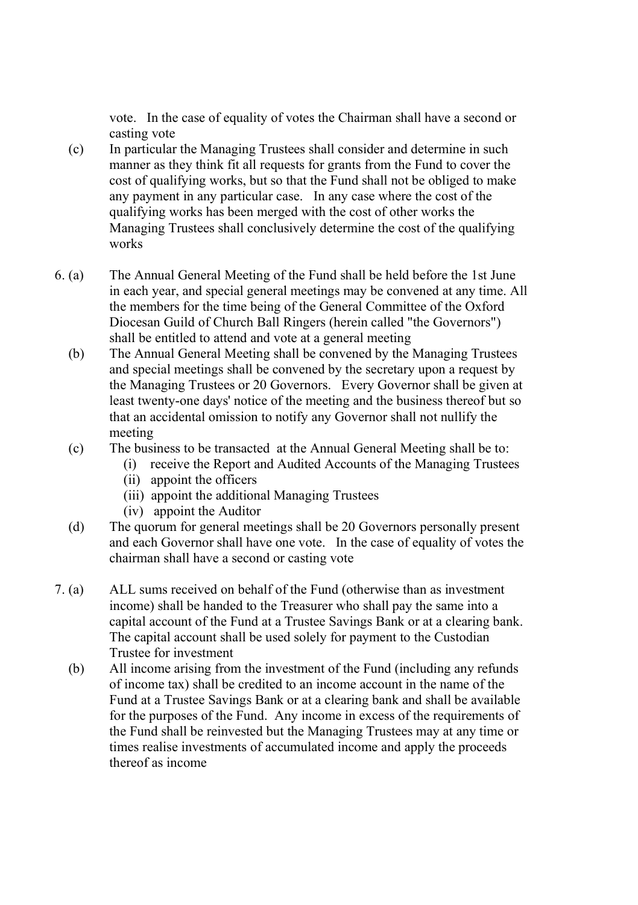vote. In the case of equality of votes the Chairman shall have a second or casting vote

(c) In particular the Managing Trustees shall consider and determine in such manner as they think fit all requests for grants from the Fund to cover the cost of qualifying works, but so that the Fund shall not be obliged to make any payment in any particular case. In any case where the cost of the qualifying works has been merged with the cost of other works the Managing Trustees shall conclusively determine the cost of the qualifying works

6. (a) The Annual General Meeting of the Fund shall be held before the 1st June in each year, and special general meetings may be convened at any time. All the members for the time being of the General Committee of the Oxford Diocesan Guild of Church Ball Ringers (herein called "the Governors") shall be entitled to attend and vote at a general meeting

(b) The Annual General Meeting shall be convened by the Managing Trustees and special meetings shall be convened by the secretary upon a request by the Managing Trustees or 20 Governors. Every Governor shall be given at least twenty-one days' notice of the meeting and the business thereof but so that an accidental omission to notify any Governor shall not nullify the meeting

(c) The business to be transacted at the Annual General Meeting shall be to:
   (i) receive the Report and Audited Accounts of the Managing Trustees
   (ii) appoint the officers
   (iii) appoint the additional Managing Trustees
   (iv) appoint the Auditor

(d) The quorum for general meetings shall be 20 Governors personally present and each Governor shall have one vote. In the case of equality of votes the chairman shall have a second or casting vote

7. (a) ALL sums received on behalf of the Fund (otherwise than as investment income) shall be handed to the Treasurer who shall pay the same into a capital account of the Fund at a Trustee Savings Bank or at a clearing bank. The capital account shall be used solely for payment to the Custodian Trustee for investment

(b) All income arising from the investment of the Fund (including any refunds of income tax) shall be credited to an income account in the name of the Fund at a Trustee Savings Bank or at a clearing bank and shall be available for the purposes of the Fund. Any income in excess of the requirements of the Fund shall be reinvested but the Managing Trustees may at any time or times realise investments of accumulated income and apply the proceeds thereof as income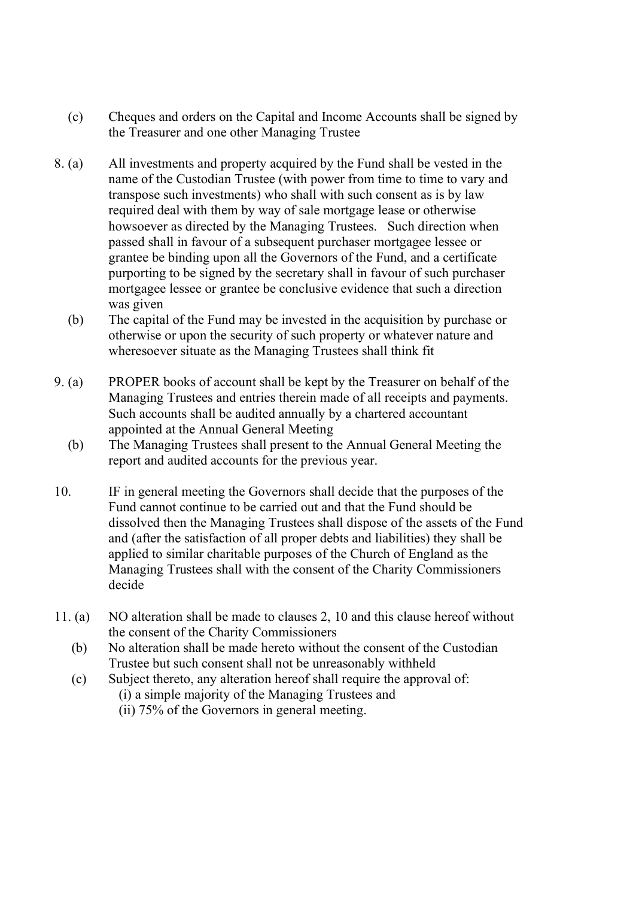(c) Cheques and orders on the Capital and Income Accounts shall be signed by the Treasurer and one other Managing Trustee

8. (a) All investments and property acquired by the Fund shall be vested in the name of the Custodian Trustee (with power from time to time to vary and transpose such investments) who shall with such consent as is by law required deal with them by way of sale mortgage lease or otherwise howsoever as directed by the Managing Trustees. Such direction when passed shall in favour of a subsequent purchaser mortgagee lessee or grantee be binding upon all the Governors of the Fund, and a certificate purporting to be signed by the secretary shall in favour of such purchaser mortgagee lessee or grantee be conclusive evidence that such a direction was given

(b) The capital of the Fund may be invested in the acquisition by purchase or otherwise or upon the security of such property or whatever nature and wheresoever situate as the Managing Trustees shall think fit

9. (a) PROPER books of account shall be kept by the Treasurer on behalf of the Managing Trustees and entries therein made of all receipts and payments. Such accounts shall be audited annually by a chartered accountant appointed at the Annual General Meeting

(b) The Managing Trustees shall present to the Annual General Meeting the report and audited accounts for the previous year.

10. IF in general meeting the Governors shall decide that the purposes of the Fund cannot continue to be carried out and that the Fund should be dissolved then the Managing Trustees shall dispose of the assets of the Fund and (after the satisfaction of all proper debts and liabilities) they shall be applied to similar charitable purposes of the Church of England as the Managing Trustees shall with the consent of the Charity Commissioners decide

11. (a) NO alteration shall be made to clauses 2, 10 and this clause hereof without the consent of the Charity Commissioners

(b) No alteration shall be made hereto without the consent of the Custodian Trustee but such consent shall not be unreasonably withheld

(c) Subject thereto, any alteration hereof shall require the approval of:
   (i) a simple majority of the Managing Trustees and
   (ii) 75% of the Governors in general meeting.